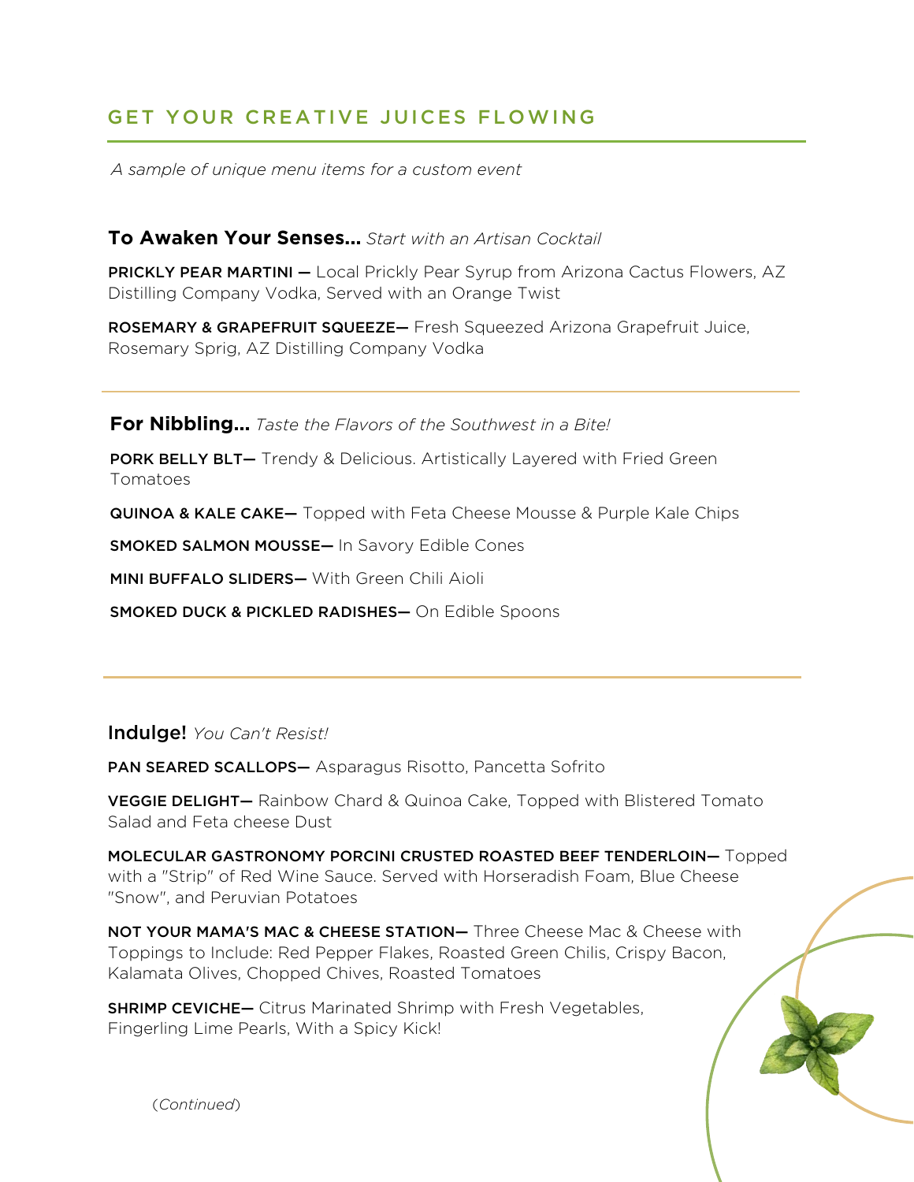## GET YOUR CREATIVE JUICES FLOWING

*A sample of unique menu items for a custom event*

### To Awaken Your Senses... *Start with an Artisan Cocktail*

**PRICKLY PEAR MARTINI —** Local Prickly Pear Syrup from Arizona Cactus Flowers, AZ Distilling Company Vodka, Served with an Orange Twist

**ROSEMARY & GRAPEFRUIT SQUEEZE—** Fresh Squeezed Arizona Grapefruit Juice, Rosemary Sprig, AZ Distilling Company Vodka

### For Nibbling... *Taste the Flavors of the Southwest in a Bite!*

**PORK BELLY BLT—** Trendy & Delicious. Artistically Layered with Fried Green Tomatoes

**QUINOA & KALE CAKE—** Topped with Feta Cheese Mousse & Purple Kale Chips

**SMOKED SALMON MOUSSE—** In Savory Edible Cones

**MINI BUFFALO SLIDERS—** With Green Chili Aioli

**SMOKED DUCK & PICKLED RADISHES—** On Edible Spoons

### Indulge! *You Can't Resist!*

**PAN SEARED SCALLOPS—** Asparagus Risotto, Pancetta Sofrito

**VEGGIE DELIGHT—** Rainbow Chard & Quinoa Cake, Topped with Blistered Tomato Salad and Feta cheese Dust

**MOLECULAR GASTRONOMY PORCINI CRUSTED ROASTED BEEF TENDERLOIN—** Topped with a "Strip" of Red Wine Sauce. Served with Horseradish Foam, Blue Cheese "Snow", and Peruvian Potatoes

**NOT YOUR MAMA'S MAC & CHEESE STATION—** Three Cheese Mac & Cheese with Toppings to Include: Red Pepper Flakes, Roasted Green Chilis, Crispy Bacon, Kalamata Olives, Chopped Chives, Roasted Tomatoes

**SHRIMP CEVICHE—** Citrus Marinated Shrimp with Fresh Vegetables, Fingerling Lime Pearls, With a Spicy Kick!

(*Continued*)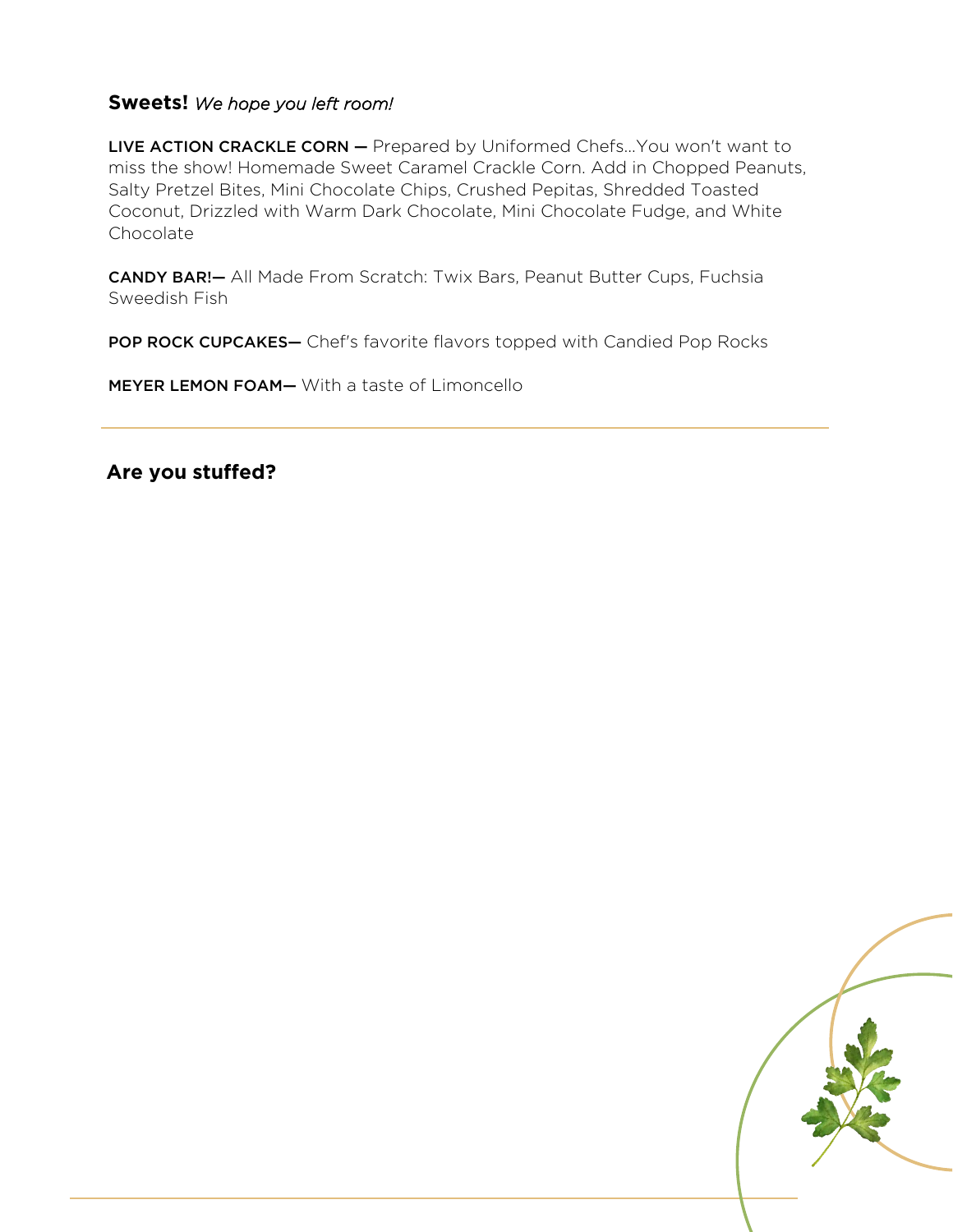## **Sweets!** *We hope you left room!*

**LIVE ACTION CRACKLE CORN —** Prepared by Uniformed Chefs...You won't want to miss the show! Homemade Sweet Caramel Crackle Corn. Add in Chopped Peanuts, Salty Pretzel Bites, Mini Chocolate Chips, Crushed Pepitas, Shredded Toasted Coconut, Drizzled with Warm Dark Chocolate, Mini Chocolate Fudge, and White Chocolate

**CANDY BAR!—** All Made From Scratch: Twix Bars, Peanut Butter Cups, Fuchsia Sweedish Fish

**POP ROCK CUPCAKES—** Chef's favorite flavors topped with Candied Pop Rocks

**MEYER LEMON FOAM—** With a taste of Limoncello

---

## **Are you stuffed?**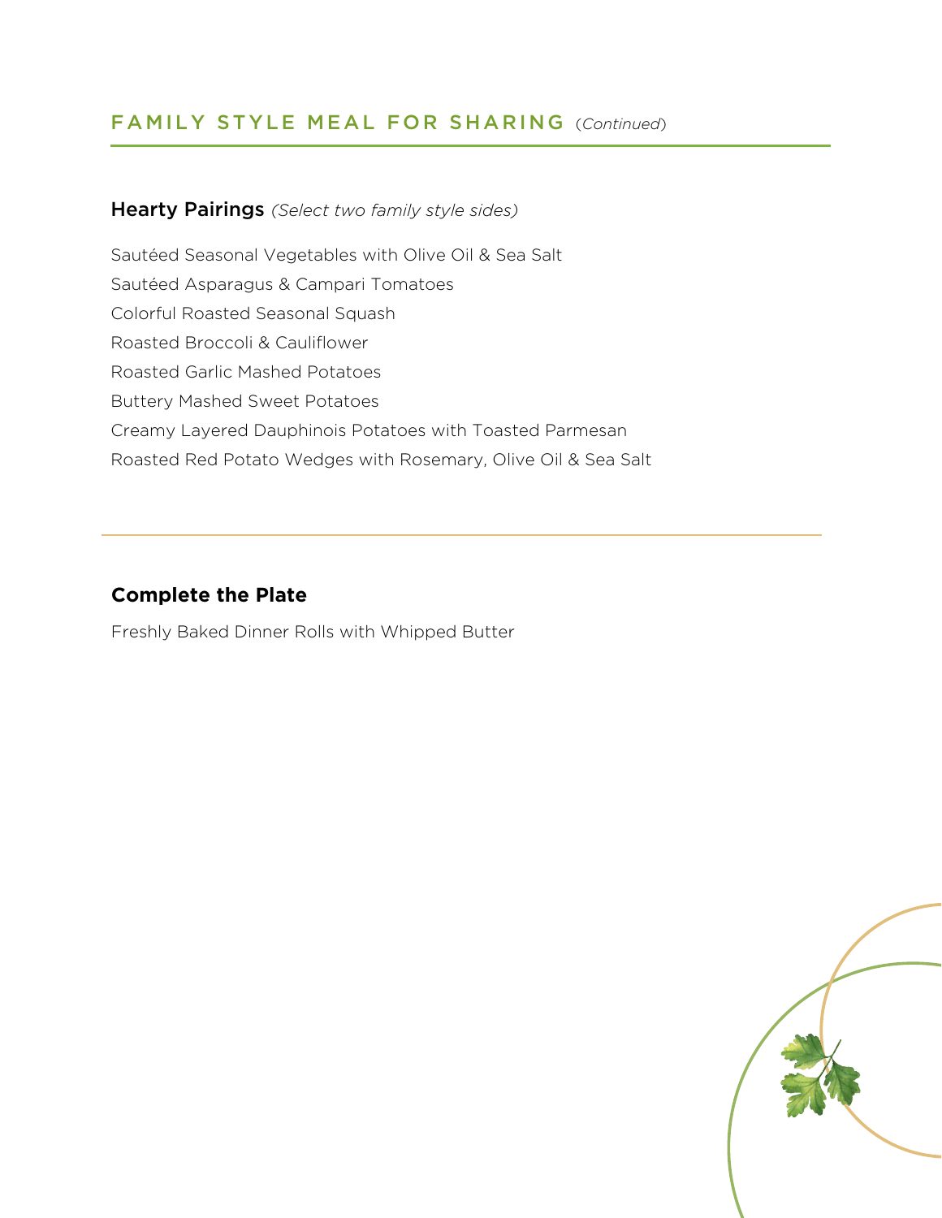## FAMILY STYLE MEAL FOR SHARING (*Continued*)

### Hearty Pairings *(Select two family style sides)*

Sautéed Seasonal Vegetables with Olive Oil & Sea Salt

Sautéed Asparagus & Campari Tomatoes

Colorful Roasted Seasonal Squash

Roasted Broccoli & Cauliflower

Roasted Garlic Mashed Potatoes

Buttery Mashed Sweet Potatoes

Creamy Layered Dauphinois Potatoes with Toasted Parmesan

Roasted Red Potato Wedges with Rosemary, Olive Oil & Sea Salt

---

### Complete the Plate

Freshly Baked Dinner Rolls with Whipped Butter